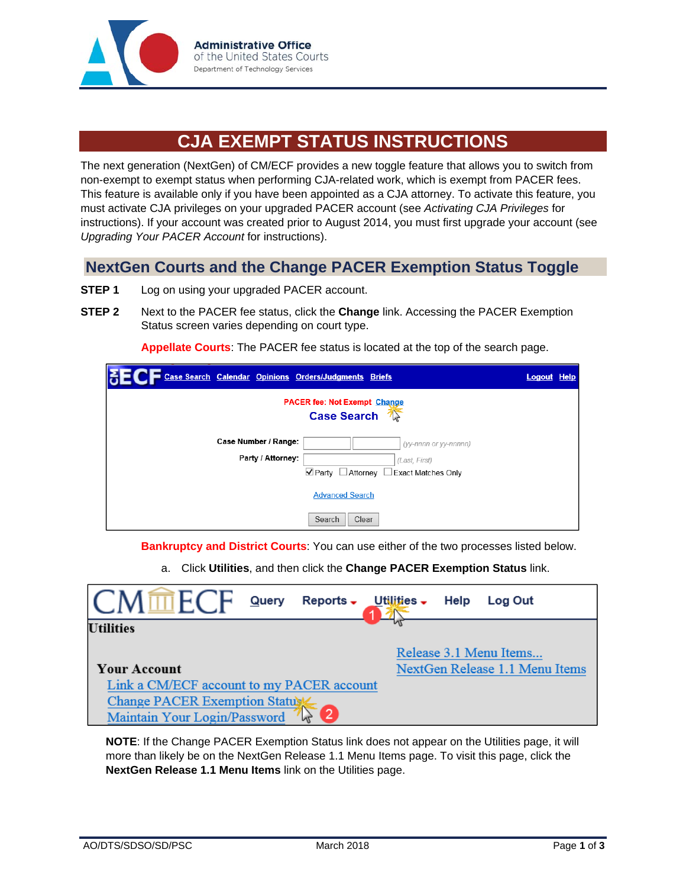# CJA EXEMPT STATUS INSTRUCTIONS

The next generation (NextGen) of CM/ECF provides a new toggle feature that allows you to switch from non-exempt to exempt status when performing CJA-related work, which is exempt from PACER fees. This feature is available only if you have been appointed as a CJA attorney. To activate this feature, you must activate CJA privileges on your upgraded PACER account (see *Activating CJA Privileges* for instructions). If your account was created prior to August 2014, you must first upgrade your account (see *Upgrading Your PACER Account* for instructions).

## NextGen Courts and the Change PACER Exemption Status Toggle

**STEP 1** Log on using your upgraded PACER account.

**STEP 2** Next to the PACER fee status, click the **Change** link. Accessing the PACER Exemption Status screen varies depending on court type.

**Appellate Courts**: The PACER fee status is located at the top of the search page.

**Bankruptcy and District Courts**: You can use either of the two processes listed below.

a. Click **Utilities**, and then click the **Change PACER Exemption Status** link.

**NOTE**: If the Change PACER Exemption Status link does not appear on the Utilities page, it will more than likely be on the NextGen Release 1.1 Menu Items page. To visit this page, click the **NextGen Release 1.1 Menu Items** link on the Utilities page.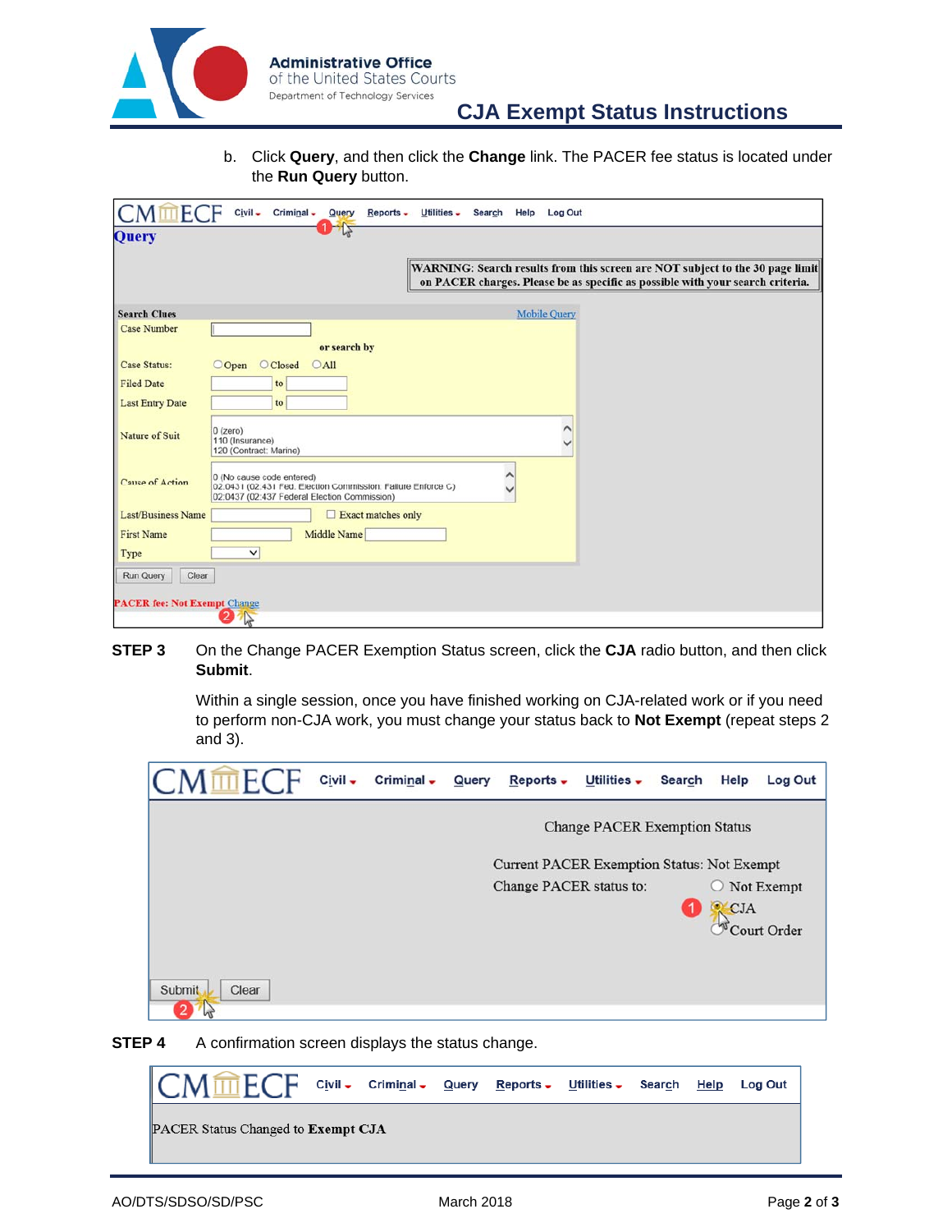b. Click **Query**, and then click the **Change** link. The PACER fee status is located under the **Run Query** button.

**STEP 3** On the Change PACER Exemption Status screen, click the **CJA** radio button, and then click **Submit**.

Within a single session, once you have finished working on CJA-related work or if you need to perform non-CJA work, you must change your status back to **Not Exempt** (repeat steps 2 and 3).

**STEP 4** A confirmation screen displays the status change.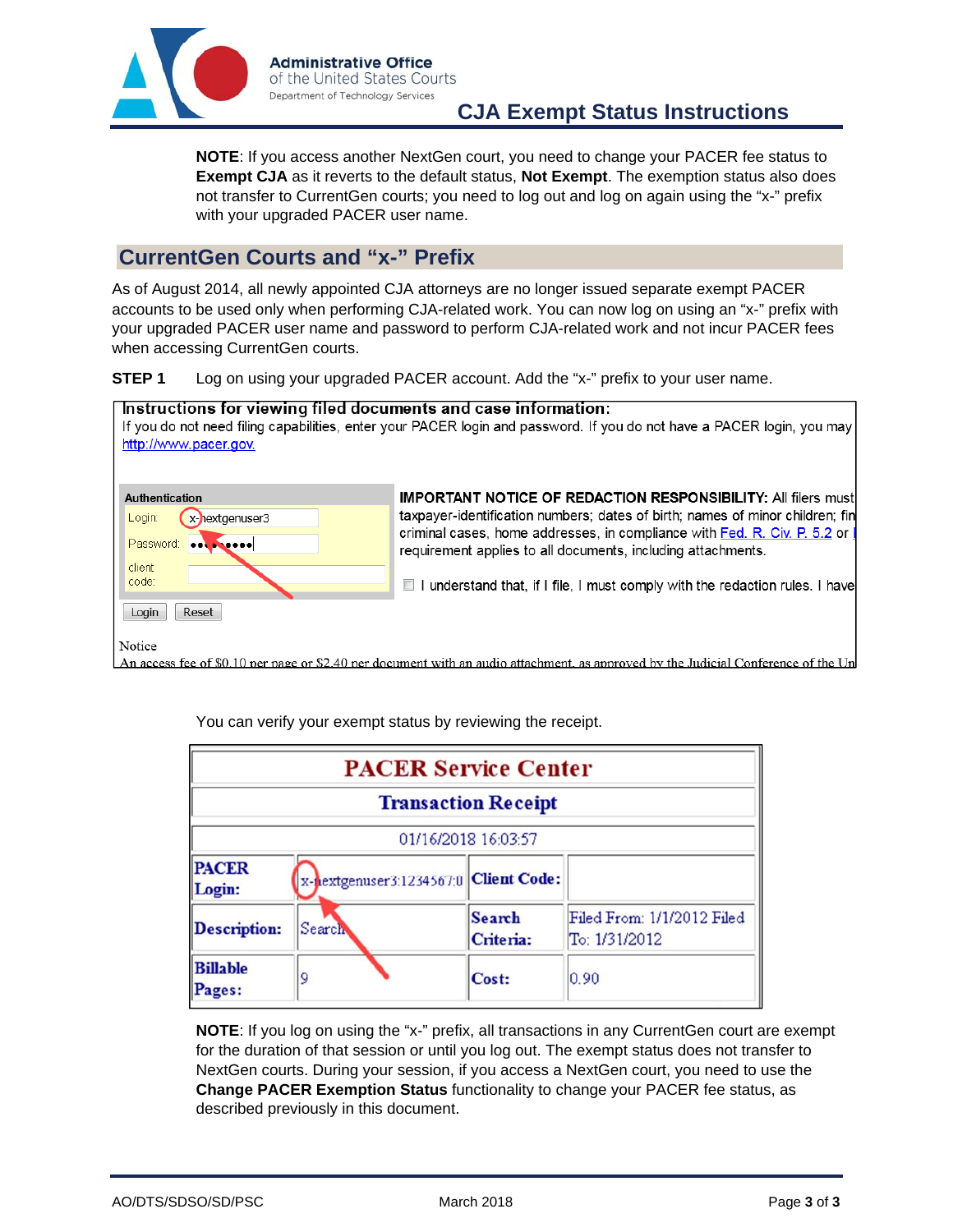**NOTE**: If you access another NextGen court, you need to change your PACER fee status to **Exempt CJA** as it reverts to the default status, **Not Exempt**. The exemption status also does not transfer to CurrentGen courts; you need to log out and log on again using the “x-” prefix with your upgraded PACER user name.

## CurrentGen Courts and “x-” Prefix

As of August 2014, all newly appointed CJA attorneys are no longer issued separate exempt PACER accounts to be used only when performing CJA-related work. You can now log on using an “x-” prefix with your upgraded PACER user name and password to perform CJA-related work and not incur PACER fees when accessing CurrentGen courts.

**STEP 1** Log on using your upgraded PACER account. Add the “x-” prefix to your user name.

**Instructions for viewing filed documents and case information:**
If you do not need filing capabilities, enter your PACER login and password. If you do not have a PACER login, you may http://www.pacer.gov.

**Authentication**
Login: x-nextgenuser3
Password: ••••••••••
client code:

Login Reset

**IMPORTANT NOTICE OF REDACTION RESPONSIBILITY:** All filers must taxpayer-identification numbers; dates of birth; names of minor children; fin criminal cases, home addresses, in compliance with Fed. R. Civ. P. 5.2 or requirement applies to all documents, including attachments.

☐ I understand that, if I file, I must comply with the redaction rules. I have

Notice
An access fee of $0.10 per page or $2.40 per document with an audio attachment, as approved by the Judicial Conference of the Un

You can verify your exempt status by reviewing the receipt.

| PACER Service Center | | | |
|---|---|---|---|
| Transaction Receipt | | | |
| 01/16/2018 16:03:57 | | | |
| **PACER Login:** | x-nextgenuser3:1234567:0 | **Client Code:** | |
| **Description:** | Search | **Search Criteria:** | Filed From: 1/1/2012 Filed To: 1/31/2012 |
| **Billable Pages:** | 9 | **Cost:** | 0.90 |

**NOTE**: If you log on using the “x-” prefix, all transactions in any CurrentGen court are exempt for the duration of that session or until you log out. The exempt status does not transfer to NextGen courts. During your session, if you access a NextGen court, you need to use the **Change PACER Exemption Status** functionality to change your PACER fee status, as described previously in this document.

AO/DTS/SDSO/SD/PSC March 2018